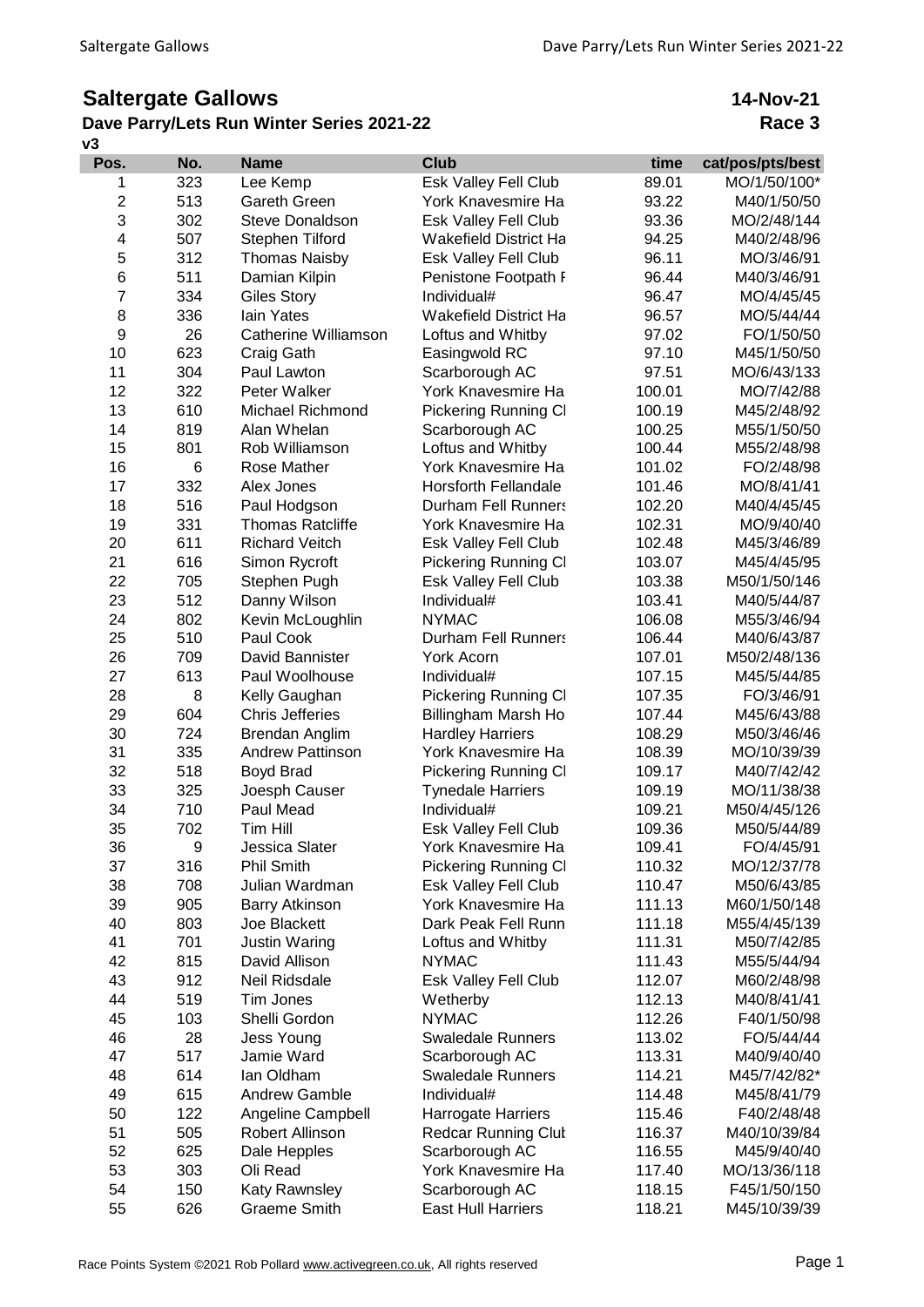# Saltergate Gallows

**14-Nov-21**

## Dave Parry/Lets Run Winter Series 2021-22

**Race 3**

**v3**

| Pos. | No. | Name | Club | time | cat/pos/pts/best |
|---|---|---|---|---|---|
| 1 | 323 | Lee Kemp | Esk Valley Fell Club | 89.01 | MO/1/50/100* |
| 2 | 513 | Gareth Green | York Knavesmire Ha | 93.22 | M40/1/50/50 |
| 3 | 302 | Steve Donaldson | Esk Valley Fell Club | 93.36 | MO/2/48/144 |
| 4 | 507 | Stephen Tilford | Wakefield District Ha | 94.25 | M40/2/48/96 |
| 5 | 312 | Thomas Naisby | Esk Valley Fell Club | 96.11 | MO/3/46/91 |
| 6 | 511 | Damian Kilpin | Penistone Footpath F | 96.44 | M40/3/46/91 |
| 7 | 334 | Giles Story | Individual# | 96.47 | MO/4/45/45 |
| 8 | 336 | Iain Yates | Wakefield District Ha | 96.57 | MO/5/44/44 |
| 9 | 26 | Catherine Williamson | Loftus and Whitby | 97.02 | FO/1/50/50 |
| 10 | 623 | Craig Gath | Easingwold RC | 97.10 | M45/1/50/50 |
| 11 | 304 | Paul Lawton | Scarborough AC | 97.51 | MO/6/43/133 |
| 12 | 322 | Peter Walker | York Knavesmire Ha | 100.01 | MO/7/42/88 |
| 13 | 610 | Michael Richmond | Pickering Running Cl | 100.19 | M45/2/48/92 |
| 14 | 819 | Alan Whelan | Scarborough AC | 100.25 | M55/1/50/50 |
| 15 | 801 | Rob Williamson | Loftus and Whitby | 100.44 | M55/2/48/98 |
| 16 | 6 | Rose Mather | York Knavesmire Ha | 101.02 | FO/2/48/98 |
| 17 | 332 | Alex Jones | Horsforth Fellandale | 101.46 | MO/8/41/41 |
| 18 | 516 | Paul Hodgson | Durham Fell Runners | 102.20 | M40/4/45/45 |
| 19 | 331 | Thomas Ratcliffe | York Knavesmire Ha | 102.31 | MO/9/40/40 |
| 20 | 611 | Richard Veitch | Esk Valley Fell Club | 102.48 | M45/3/46/89 |
| 21 | 616 | Simon Rycroft | Pickering Running Cl | 103.07 | M45/4/45/95 |
| 22 | 705 | Stephen Pugh | Esk Valley Fell Club | 103.38 | M50/1/50/146 |
| 23 | 512 | Danny Wilson | Individual# | 103.41 | M40/5/44/87 |
| 24 | 802 | Kevin McLoughlin | NYMAC | 106.08 | M55/3/46/94 |
| 25 | 510 | Paul Cook | Durham Fell Runners | 106.44 | M40/6/43/87 |
| 26 | 709 | David Bannister | York Acorn | 107.01 | M50/2/48/136 |
| 27 | 613 | Paul Woolhouse | Individual# | 107.15 | M45/5/44/85 |
| 28 | 8 | Kelly Gaughan | Pickering Running Cl | 107.35 | FO/3/46/91 |
| 29 | 604 | Chris Jefferies | Billingham Marsh Ho | 107.44 | M45/6/43/88 |
| 30 | 724 | Brendan Anglim | Hardley Harriers | 108.29 | M50/3/46/46 |
| 31 | 335 | Andrew Pattinson | York Knavesmire Ha | 108.39 | MO/10/39/39 |
| 32 | 518 | Boyd Brad | Pickering Running Cl | 109.17 | M40/7/42/42 |
| 33 | 325 | Joesph Causer | Tynedale Harriers | 109.19 | MO/11/38/38 |
| 34 | 710 | Paul Mead | Individual# | 109.21 | M50/4/45/126 |
| 35 | 702 | Tim Hill | Esk Valley Fell Club | 109.36 | M50/5/44/89 |
| 36 | 9 | Jessica Slater | York Knavesmire Ha | 109.41 | FO/4/45/91 |
| 37 | 316 | Phil Smith | Pickering Running Cl | 110.32 | MO/12/37/78 |
| 38 | 708 | Julian Wardman | Esk Valley Fell Club | 110.47 | M50/6/43/85 |
| 39 | 905 | Barry Atkinson | York Knavesmire Ha | 111.13 | M60/1/50/148 |
| 40 | 803 | Joe Blackett | Dark Peak Fell Runn | 111.18 | M55/4/45/139 |
| 41 | 701 | Justin Waring | Loftus and Whitby | 111.31 | M50/7/42/85 |
| 42 | 815 | David Allison | NYMAC | 111.43 | M55/5/44/94 |
| 43 | 912 | Neil Ridsdale | Esk Valley Fell Club | 112.07 | M60/2/48/98 |
| 44 | 519 | Tim Jones | Wetherby | 112.13 | M40/8/41/41 |
| 45 | 103 | Shelli Gordon | NYMAC | 112.26 | F40/1/50/98 |
| 46 | 28 | Jess Young | Swaledale Runners | 113.02 | FO/5/44/44 |
| 47 | 517 | Jamie Ward | Scarborough AC | 113.31 | M40/9/40/40 |
| 48 | 614 | Ian Oldham | Swaledale Runners | 114.21 | M45/7/42/82* |
| 49 | 615 | Andrew Gamble | Individual# | 114.48 | M45/8/41/79 |
| 50 | 122 | Angeline Campbell | Harrogate Harriers | 115.46 | F40/2/48/48 |
| 51 | 505 | Robert Allinson | Redcar Running Clut | 116.37 | M40/10/39/84 |
| 52 | 625 | Dale Hepples | Scarborough AC | 116.55 | M45/9/40/40 |
| 53 | 303 | Oli Read | York Knavesmire Ha | 117.40 | MO/13/36/118 |
| 54 | 150 | Katy Rawnsley | Scarborough AC | 118.15 | F45/1/50/150 |
| 55 | 626 | Graeme Smith | East Hull Harriers | 118.21 | M45/10/39/39 |

Race Points System ©2021 Rob Pollard www.activegreen.co.uk, All rights reserved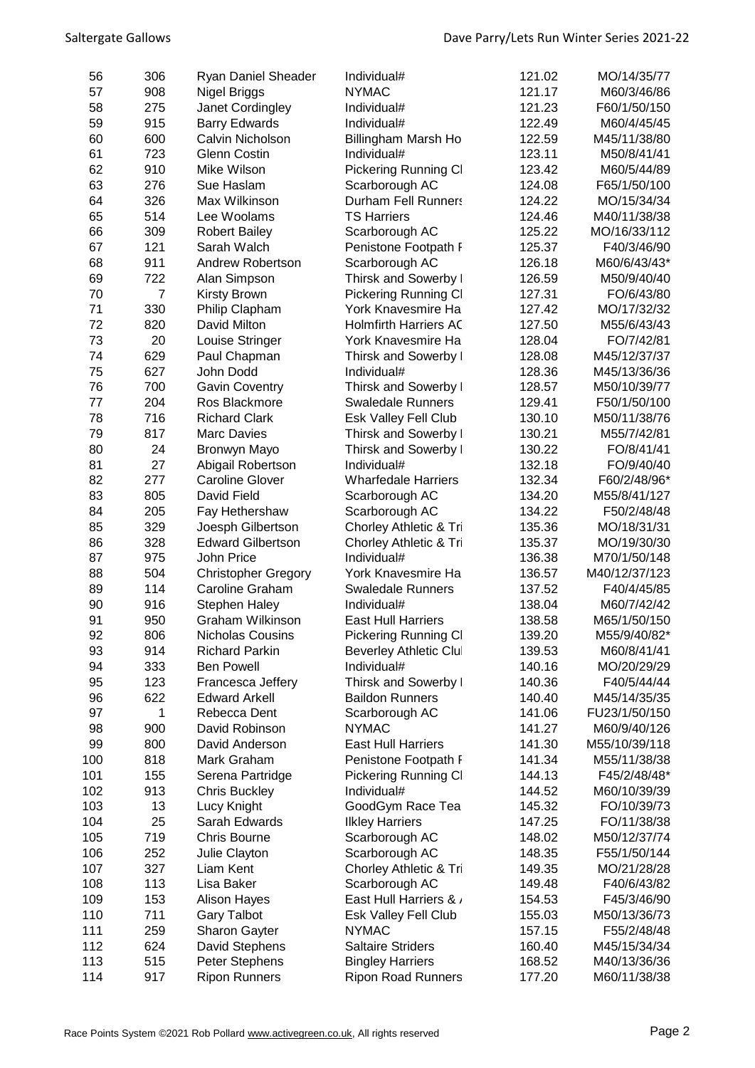| 56 | 306 | Ryan Daniel Sheader | Individual# | 121.02 | MO/14/35/77 |
|---|---|---|---|---|---|
| 57 | 908 | Nigel Briggs | NYMAC | 121.17 | M60/3/46/86 |
| 58 | 275 | Janet Cordingley | Individual# | 121.23 | F60/1/50/150 |
| 59 | 915 | Barry Edwards | Individual# | 122.49 | M60/4/45/45 |
| 60 | 600 | Calvin Nicholson | Billingham Marsh Ho | 122.59 | M45/11/38/80 |
| 61 | 723 | Glenn Costin | Individual# | 123.11 | M50/8/41/41 |
| 62 | 910 | Mike Wilson | Pickering Running Cl | 123.42 | M60/5/44/89 |
| 63 | 276 | Sue Haslam | Scarborough AC | 124.08 | F65/1/50/100 |
| 64 | 326 | Max Wilkinson | Durham Fell Runners | 124.22 | MO/15/34/34 |
| 65 | 514 | Lee Woolams | TS Harriers | 124.46 | M40/11/38/38 |
| 66 | 309 | Robert Bailey | Scarborough AC | 125.22 | MO/16/33/112 |
| 67 | 121 | Sarah Walch | Penistone Footpath F | 125.37 | F40/3/46/90 |
| 68 | 911 | Andrew Robertson | Scarborough AC | 126.18 | M60/6/43/43* |
| 69 | 722 | Alan Simpson | Thirsk and Sowerby I | 126.59 | M50/9/40/40 |
| 70 | 7 | Kirsty Brown | Pickering Running Cl | 127.31 | FO/6/43/80 |
| 71 | 330 | Philip Clapham | York Knavesmire Ha | 127.42 | MO/17/32/32 |
| 72 | 820 | David Milton | Holmfirth Harriers AC | 127.50 | M55/6/43/43 |
| 73 | 20 | Louise Stringer | York Knavesmire Ha | 128.04 | FO/7/42/81 |
| 74 | 629 | Paul Chapman | Thirsk and Sowerby I | 128.08 | M45/12/37/37 |
| 75 | 627 | John Dodd | Individual# | 128.36 | M45/13/36/36 |
| 76 | 700 | Gavin Coventry | Thirsk and Sowerby I | 128.57 | M50/10/39/77 |
| 77 | 204 | Ros Blackmore | Swaledale Runners | 129.41 | F50/1/50/100 |
| 78 | 716 | Richard Clark | Esk Valley Fell Club | 130.10 | M50/11/38/76 |
| 79 | 817 | Marc Davies | Thirsk and Sowerby I | 130.21 | M55/7/42/81 |
| 80 | 24 | Bronwyn Mayo | Thirsk and Sowerby I | 130.22 | FO/8/41/41 |
| 81 | 27 | Abigail Robertson | Individual# | 132.18 | FO/9/40/40 |
| 82 | 277 | Caroline Glover | Wharfedale Harriers | 132.34 | F60/2/48/96* |
| 83 | 805 | David Field | Scarborough AC | 134.20 | M55/8/41/127 |
| 84 | 205 | Fay Hethershaw | Scarborough AC | 134.22 | F50/2/48/48 |
| 85 | 329 | Joesph Gilbertson | Chorley Athletic & Tri | 135.36 | MO/18/31/31 |
| 86 | 328 | Edward Gilbertson | Chorley Athletic & Tri | 135.37 | MO/19/30/30 |
| 87 | 975 | John Price | Individual# | 136.38 | M70/1/50/148 |
| 88 | 504 | Christopher Gregory | York Knavesmire Ha | 136.57 | M40/12/37/123 |
| 89 | 114 | Caroline Graham | Swaledale Runners | 137.52 | F40/4/45/85 |
| 90 | 916 | Stephen Haley | Individual# | 138.04 | M60/7/42/42 |
| 91 | 950 | Graham Wilkinson | East Hull Harriers | 138.58 | M65/1/50/150 |
| 92 | 806 | Nicholas Cousins | Pickering Running Cl | 139.20 | M55/9/40/82* |
| 93 | 914 | Richard Parkin | Beverley Athletic Clul | 139.53 | M60/8/41/41 |
| 94 | 333 | Ben Powell | Individual# | 140.16 | MO/20/29/29 |
| 95 | 123 | Francesca Jeffery | Thirsk and Sowerby I | 140.36 | F40/5/44/44 |
| 96 | 622 | Edward Arkell | Baildon Runners | 140.40 | M45/14/35/35 |
| 97 | 1 | Rebecca Dent | Scarborough AC | 141.06 | FU23/1/50/150 |
| 98 | 900 | David Robinson | NYMAC | 141.27 | M60/9/40/126 |
| 99 | 800 | David Anderson | East Hull Harriers | 141.30 | M55/10/39/118 |
| 100 | 818 | Mark Graham | Penistone Footpath F | 141.34 | M55/11/38/38 |
| 101 | 155 | Serena Partridge | Pickering Running Cl | 144.13 | F45/2/48/48* |
| 102 | 913 | Chris Buckley | Individual# | 144.52 | M60/10/39/39 |
| 103 | 13 | Lucy Knight | GoodGym Race Tea | 145.32 | FO/10/39/73 |
| 104 | 25 | Sarah Edwards | Ilkley Harriers | 147.25 | FO/11/38/38 |
| 105 | 719 | Chris Bourne | Scarborough AC | 148.02 | M50/12/37/74 |
| 106 | 252 | Julie Clayton | Scarborough AC | 148.35 | F55/1/50/144 |
| 107 | 327 | Liam Kent | Chorley Athletic & Tri | 149.35 | MO/21/28/28 |
| 108 | 113 | Lisa Baker | Scarborough AC | 149.48 | F40/6/43/82 |
| 109 | 153 | Alison Hayes | East Hull Harriers & / | 154.53 | F45/3/46/90 |
| 110 | 711 | Gary Talbot | Esk Valley Fell Club | 155.03 | M50/13/36/73 |
| 111 | 259 | Sharon Gayter | NYMAC | 157.15 | F55/2/48/48 |
| 112 | 624 | David Stephens | Saltaire Striders | 160.40 | M45/15/34/34 |
| 113 | 515 | Peter Stephens | Bingley Harriers | 168.52 | M40/13/36/36 |
| 114 | 917 | Ripon Runners | Ripon Road Runners | 177.20 | M60/11/38/38 |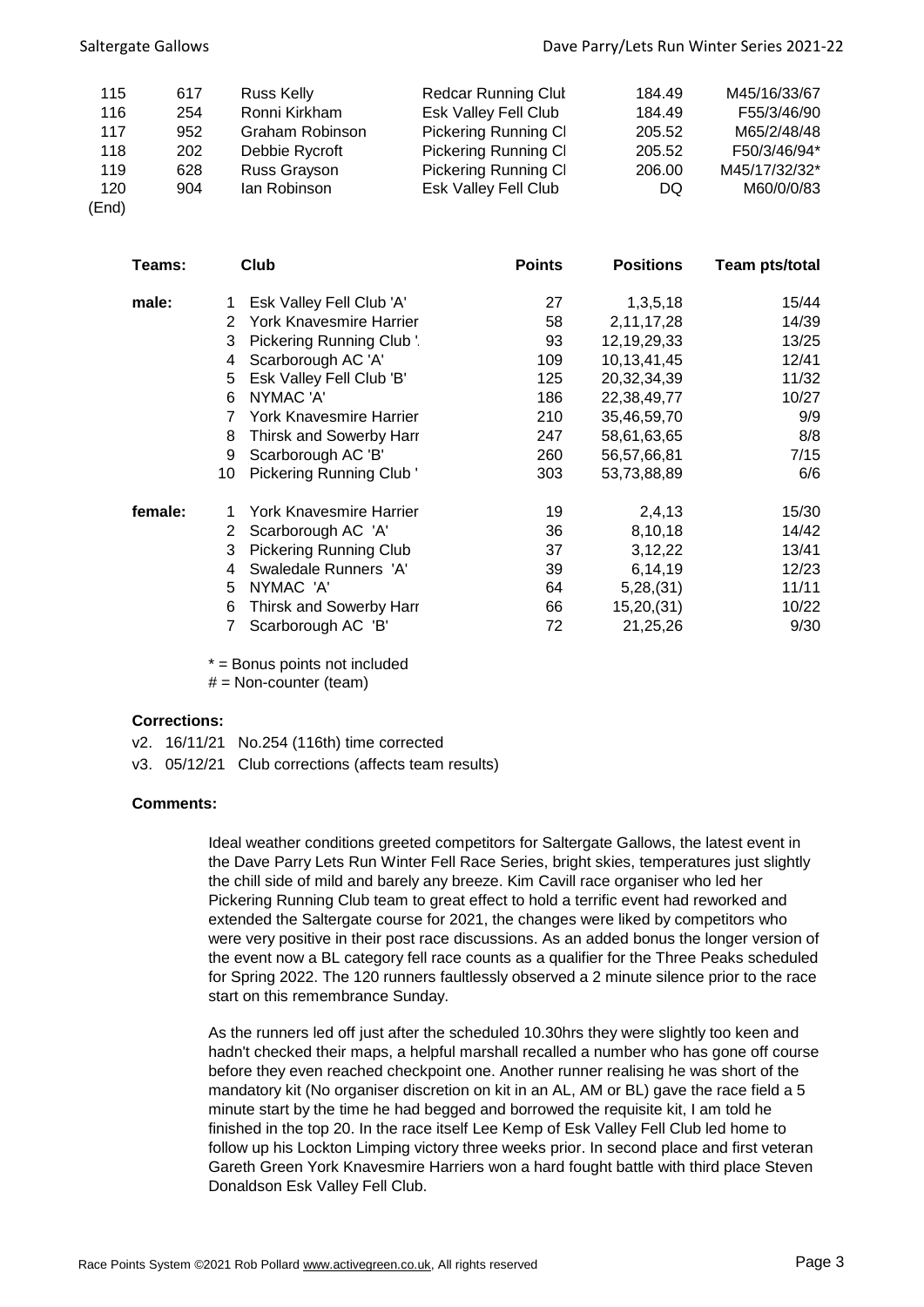| | | | | | |
|---|---|---|---|---|---|
| 115 | 617 | Russ Kelly | Redcar Running Clul | 184.49 | M45/16/33/67 |
| 116 | 254 | Ronni Kirkham | Esk Valley Fell Club | 184.49 | F55/3/46/90 |
| 117 | 952 | Graham Robinson | Pickering Running Cl | 205.52 | M65/2/48/48 |
| 118 | 202 | Debbie Rycroft | Pickering Running Cl | 205.52 | F50/3/46/94* |
| 119 | 628 | Russ Grayson | Pickering Running Cl | 206.00 | M45/17/32/32* |
| 120 | 904 | Ian Robinson | Esk Valley Fell Club | DQ | M60/0/0/83 |

(End)

| Teams: | | Club | Points | Positions | Team pts/total |
|---|---|---|---|---|---|
| male: | 1 | Esk Valley Fell Club 'A' | 27 | 1,3,5,18 | 15/44 |
| | 2 | York Knavesmire Harrier | 58 | 2,11,17,28 | 14/39 |
| | 3 | Pickering Running Club ' | 93 | 12,19,29,33 | 13/25 |
| | 4 | Scarborough AC 'A' | 109 | 10,13,41,45 | 12/41 |
| | 5 | Esk Valley Fell Club 'B' | 125 | 20,32,34,39 | 11/32 |
| | 6 | NYMAC 'A' | 186 | 22,38,49,77 | 10/27 |
| | 7 | York Knavesmire Harrier | 210 | 35,46,59,70 | 9/9 |
| | 8 | Thirsk and Sowerby Harr | 247 | 58,61,63,65 | 8/8 |
| | 9 | Scarborough AC 'B' | 260 | 56,57,66,81 | 7/15 |
| | 10 | Pickering Running Club ' | 303 | 53,73,88,89 | 6/6 |
| female: | 1 | York Knavesmire Harrier | 19 | 2,4,13 | 15/30 |
| | 2 | Scarborough AC 'A' | 36 | 8,10,18 | 14/42 |
| | 3 | Pickering Running Club | 37 | 3,12,22 | 13/41 |
| | 4 | Swaledale Runners 'A' | 39 | 6,14,19 | 12/23 |
| | 5 | NYMAC 'A' | 64 | 5,28,(31) | 11/11 |
| | 6 | Thirsk and Sowerby Harr | 66 | 15,20,(31) | 10/22 |
| | 7 | Scarborough AC 'B' | 72 | 21,25,26 | 9/30 |

* = Bonus points not included
# = Non-counter (team)

**Corrections:**

v2. 16/11/21 No.254 (116th) time corrected
v3. 05/12/21 Club corrections (affects team results)

**Comments:**

Ideal weather conditions greeted competitors for Saltergate Gallows, the latest event in the Dave Parry Lets Run Winter Fell Race Series, bright skies, temperatures just slightly the chill side of mild and barely any breeze. Kim Cavill race organiser who led her Pickering Running Club team to great effect to hold a terrific event had reworked and extended the Saltergate course for 2021, the changes were liked by competitors who were very positive in their post race discussions. As an added bonus the longer version of the event now a BL category fell race counts as a qualifier for the Three Peaks scheduled for Spring 2022. The 120 runners faultlessly observed a 2 minute silence prior to the race start on this remembrance Sunday.

As the runners led off just after the scheduled 10.30hrs they were slightly too keen and hadn't checked their maps, a helpful marshall recalled a number who has gone off course before they even reached checkpoint one. Another runner realising he was short of the mandatory kit (No organiser discretion on kit in an AL, AM or BL) gave the race field a 5 minute start by the time he had begged and borrowed the requisite kit, I am told he finished in the top 20. In the race itself Lee Kemp of Esk Valley Fell Club led home to follow up his Lockton Limping victory three weeks prior. In second place and first veteran Gareth Green York Knavesmire Harriers won a hard fought battle with third place Steven Donaldson Esk Valley Fell Club.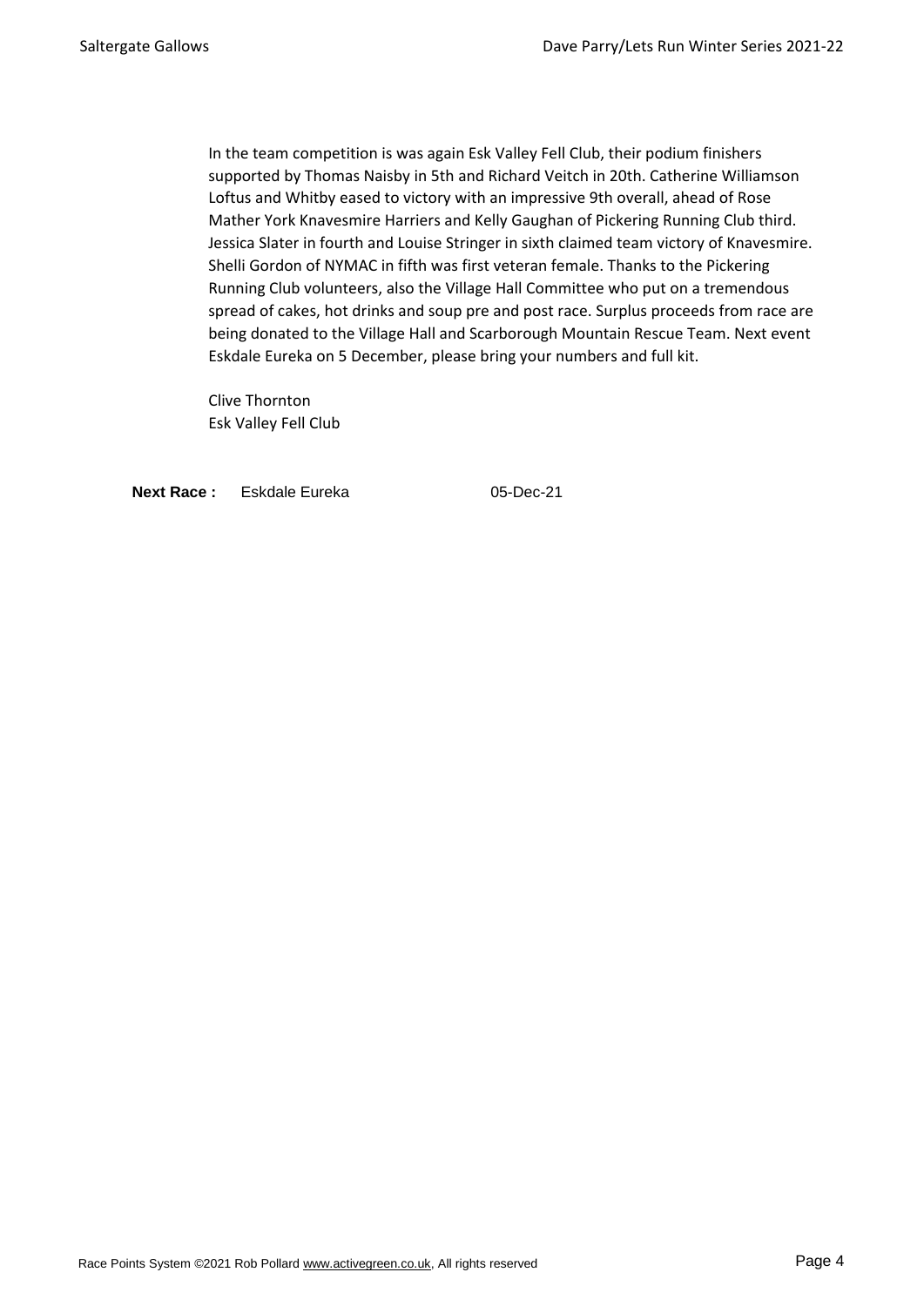In the team competition is was again Esk Valley Fell Club, their podium finishers supported by Thomas Naisby in 5th and Richard Veitch in 20th. Catherine Williamson Loftus and Whitby eased to victory with an impressive 9th overall, ahead of Rose Mather York Knavesmire Harriers and Kelly Gaughan of Pickering Running Club third. Jessica Slater in fourth and Louise Stringer in sixth claimed team victory of Knavesmire. Shelli Gordon of NYMAC in fifth was first veteran female. Thanks to the Pickering Running Club volunteers, also the Village Hall Committee who put on a tremendous spread of cakes, hot drinks and soup pre and post race. Surplus proceeds from race are being donated to the Village Hall and Scarborough Mountain Rescue Team. Next event Eskdale Eureka on 5 December, please bring your numbers and full kit.

Clive Thornton
Esk Valley Fell Club

**Next Race :** Eskdale Eureka 05-Dec-21